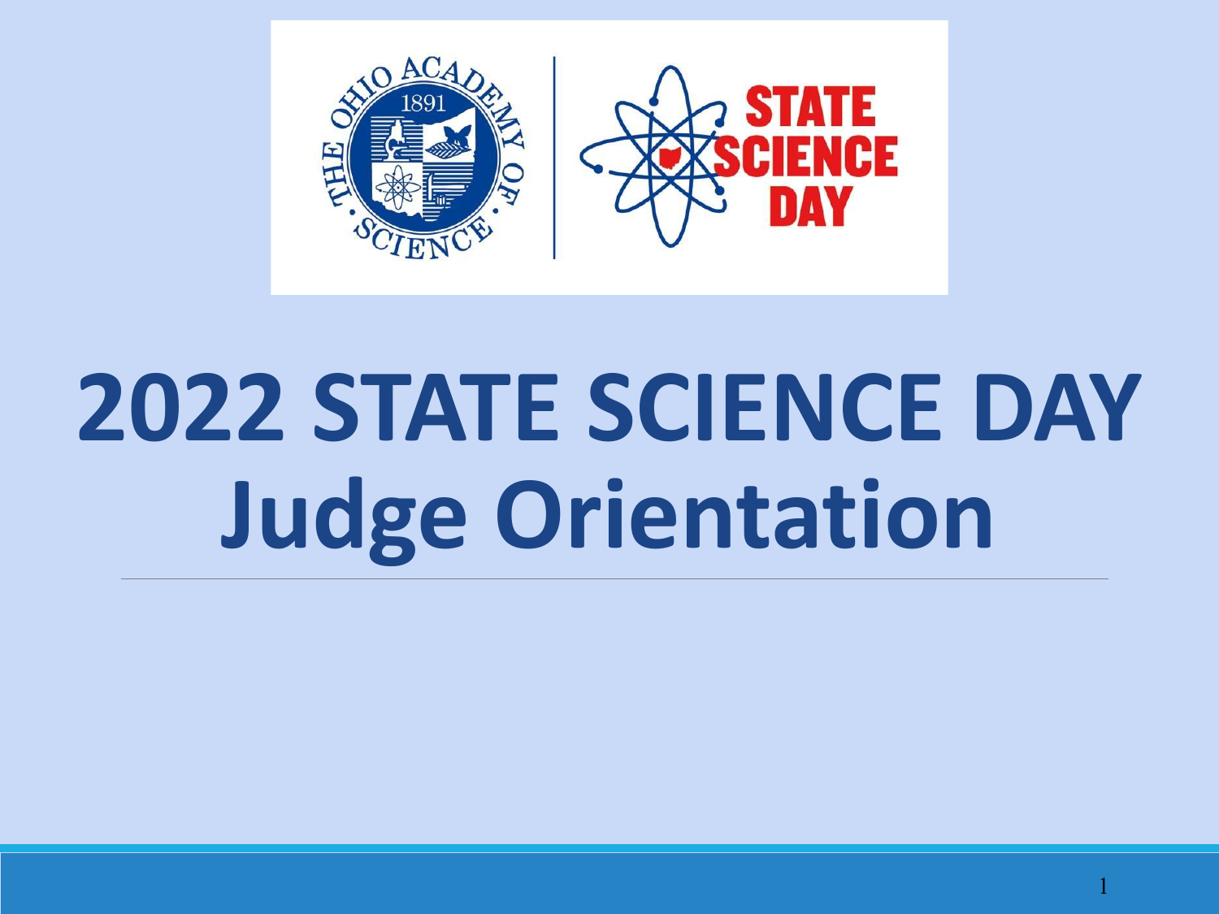# 2022 STATE SCIENCE DAY Judge Orientation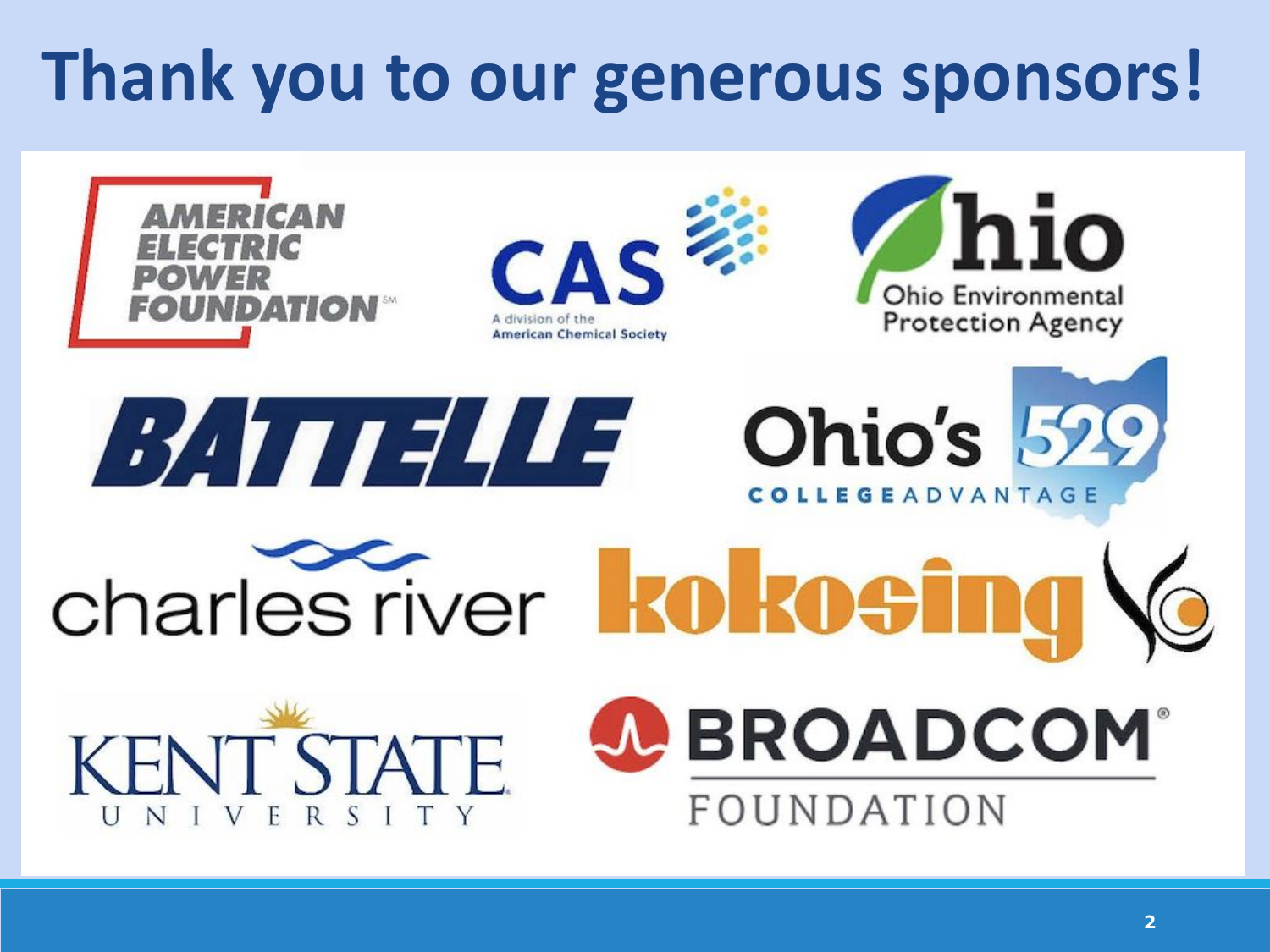# Thank you to our generous sponsors!

AMERICAN ELECTRIC POWER FOUNDATION

CAS
A division of the American Chemical Society

Ohio
Ohio Environmental Protection Agency

BATTELLE

Ohio's 529
COLLEGEADVANTAGE

charles river

kokosing

KENT STATE UNIVERSITY

BROADCOM FOUNDATION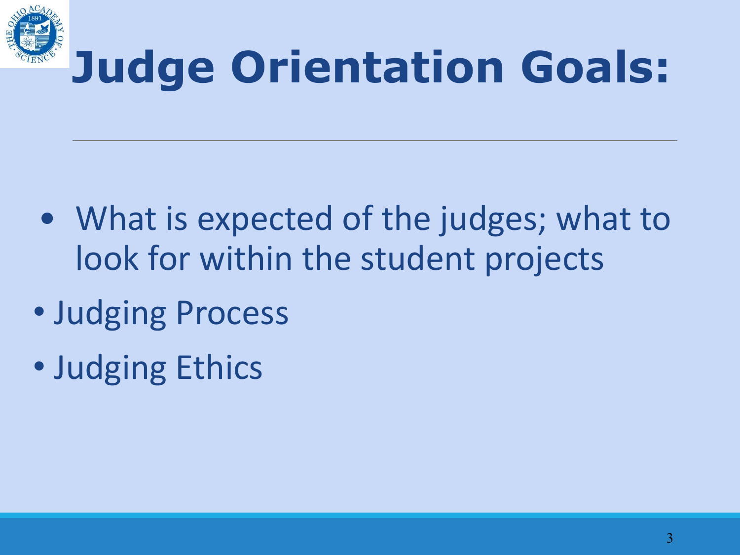# Judge Orientation Goals:

- What is expected of the judges; what to look for within the student projects
- Judging Process
- Judging Ethics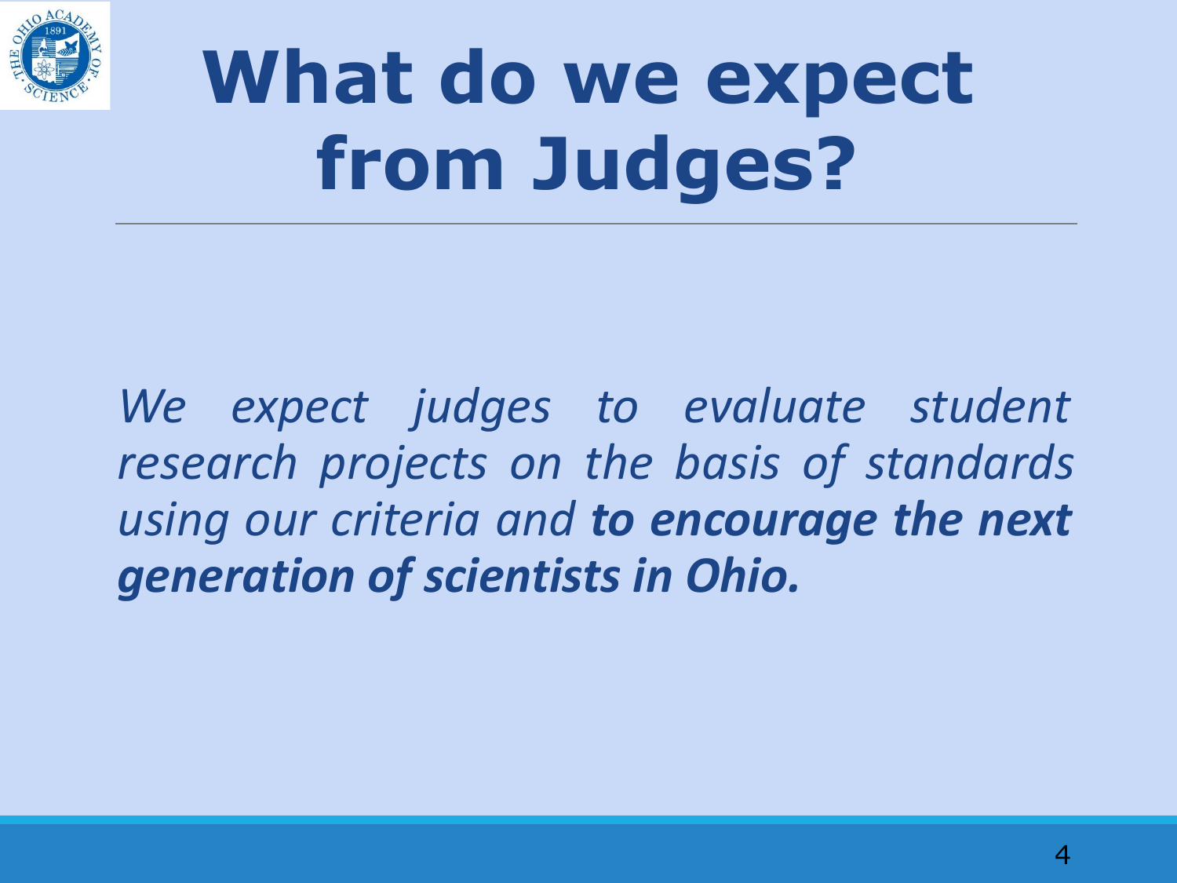# What do we expect from Judges?

*We expect judges to evaluate student research projects on the basis of standards using our criteria and* ***to encourage the next generation of scientists in Ohio.***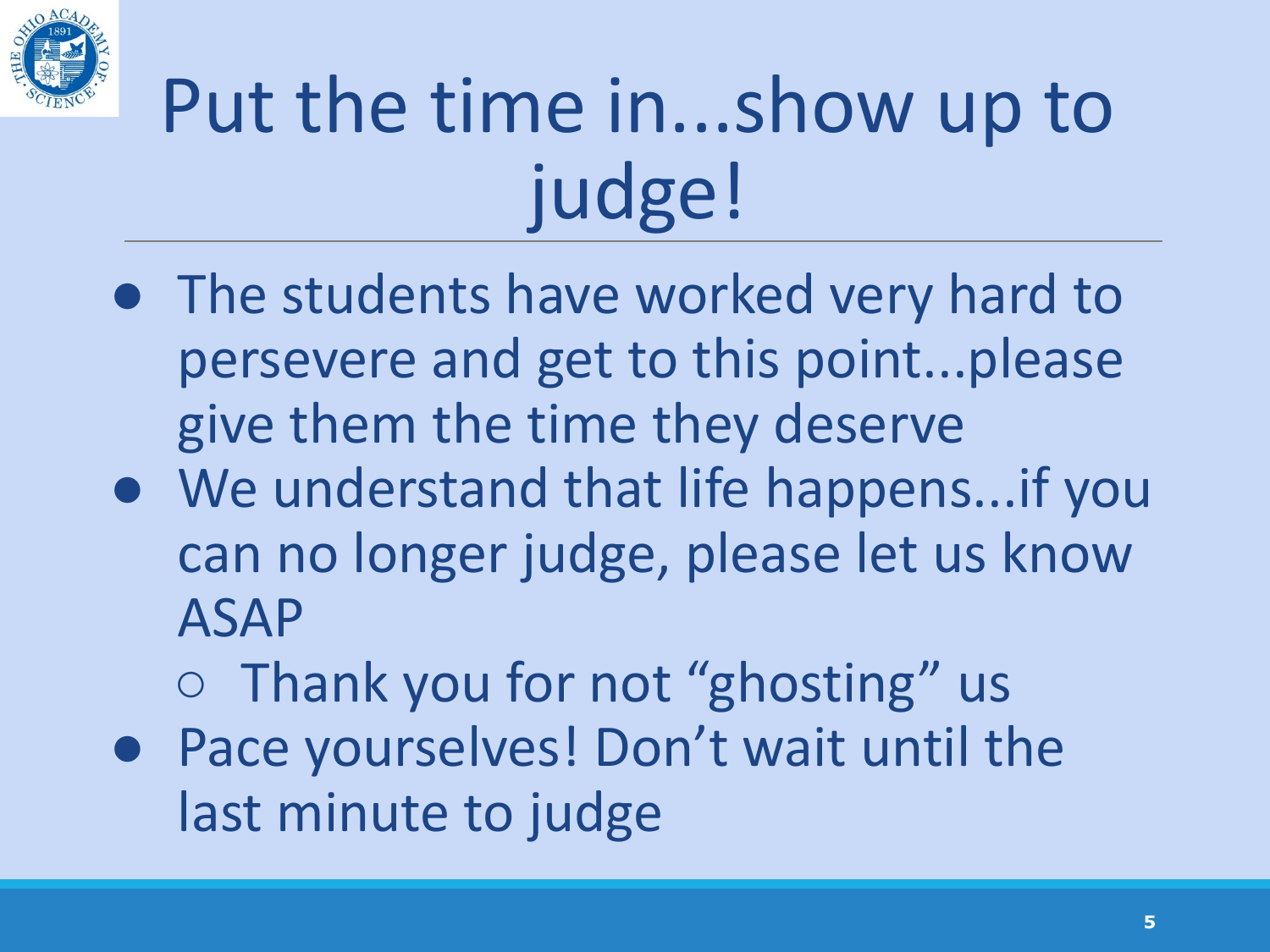# Put the time in...show up to judge!

- The students have worked very hard to persevere and get to this point...please give them the time they deserve
- We understand that life happens...if you can no longer judge, please let us know ASAP
  - Thank you for not “ghosting” us
- Pace yourselves! Don’t wait until the last minute to judge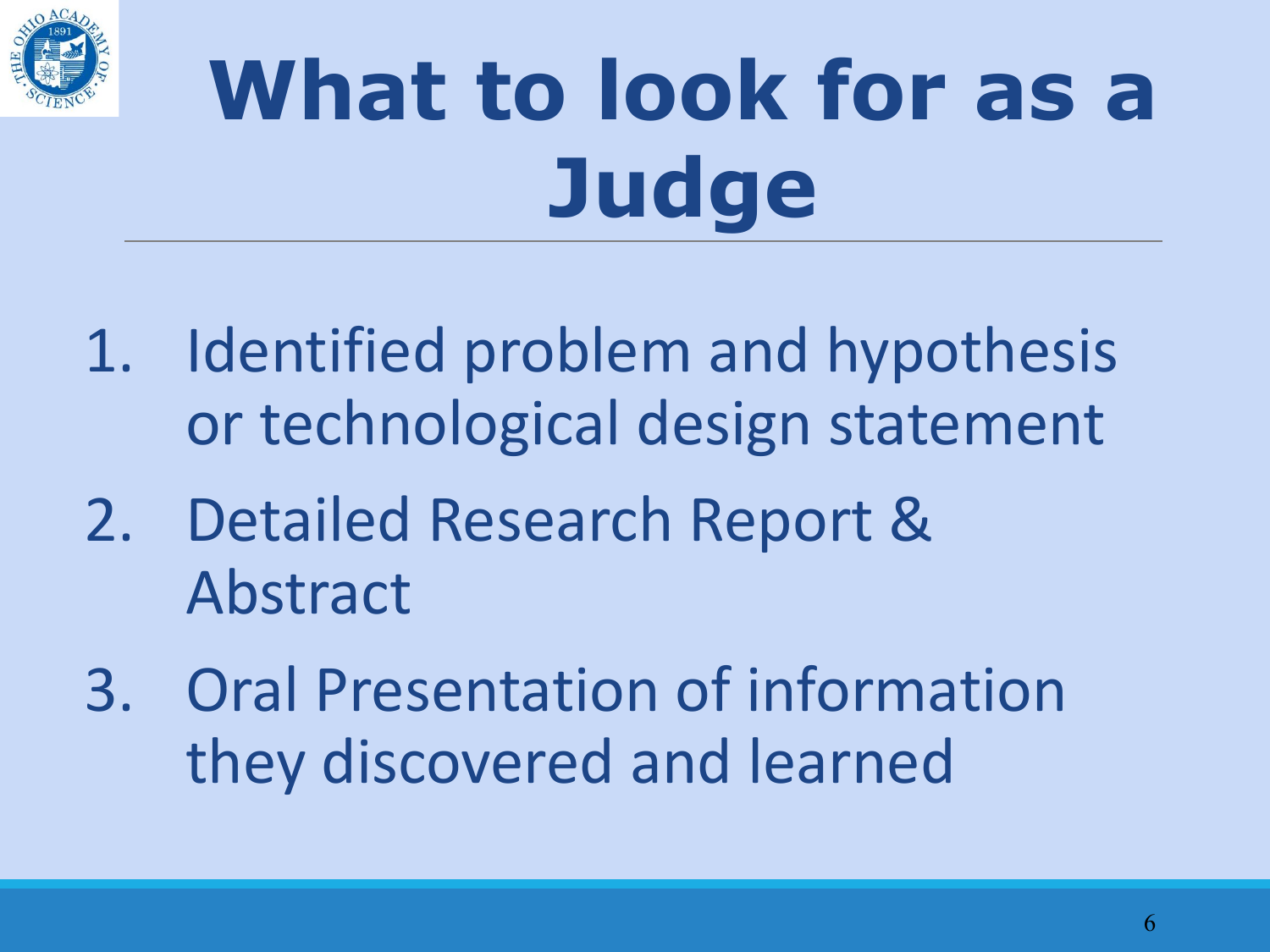# What to look for as a Judge

1. Identified problem and hypothesis or technological design statement
2. Detailed Research Report & Abstract
3. Oral Presentation of information they discovered and learned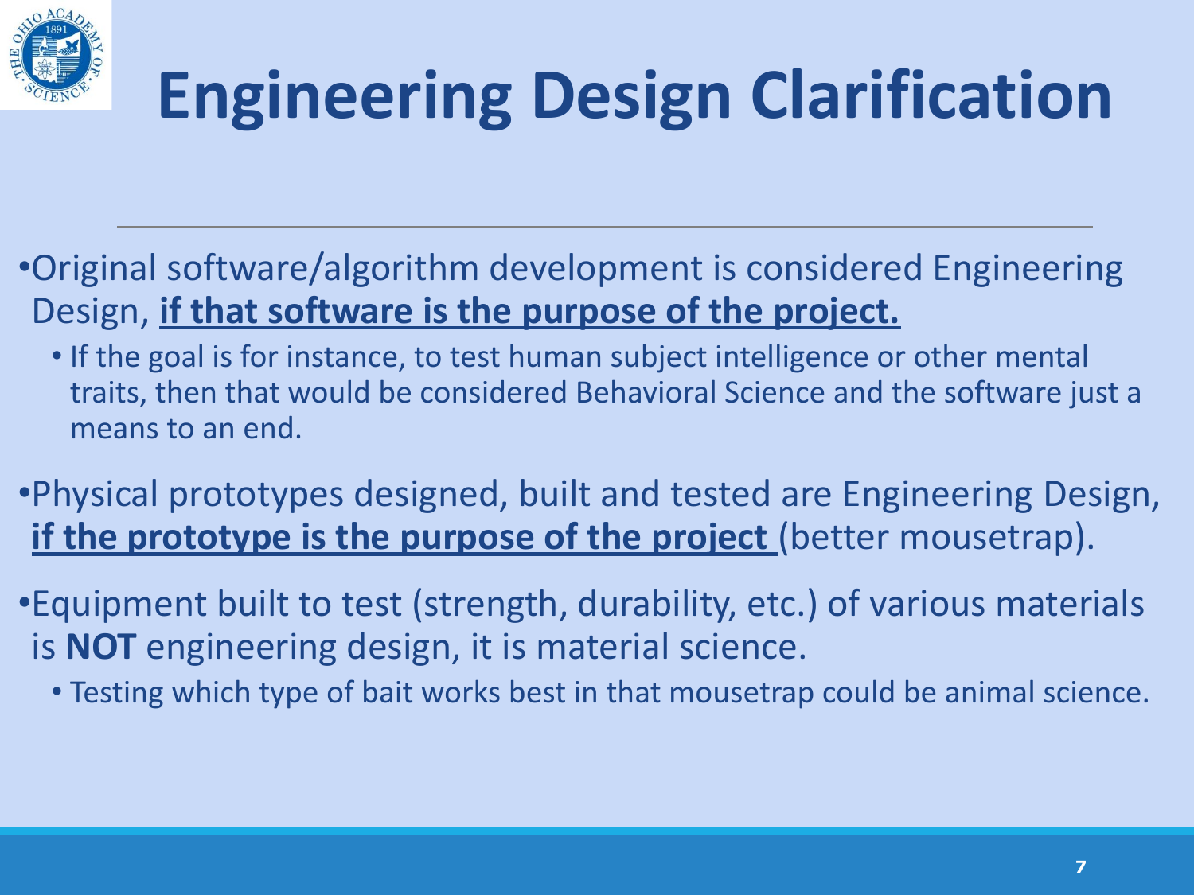# Engineering Design Clarification

- Original software/algorithm development is considered Engineering Design, **<u>if that software is the purpose of the project.</u>**
  - If the goal is for instance, to test human subject intelligence or other mental traits, then that would be considered Behavioral Science and the software just a means to an end.
- Physical prototypes designed, built and tested are Engineering Design, **<u>if the prototype is the purpose of the project</u>** (better mousetrap).
- Equipment built to test (strength, durability, etc.) of various materials is **NOT** engineering design, it is material science.
  - Testing which type of bait works best in that mousetrap could be animal science.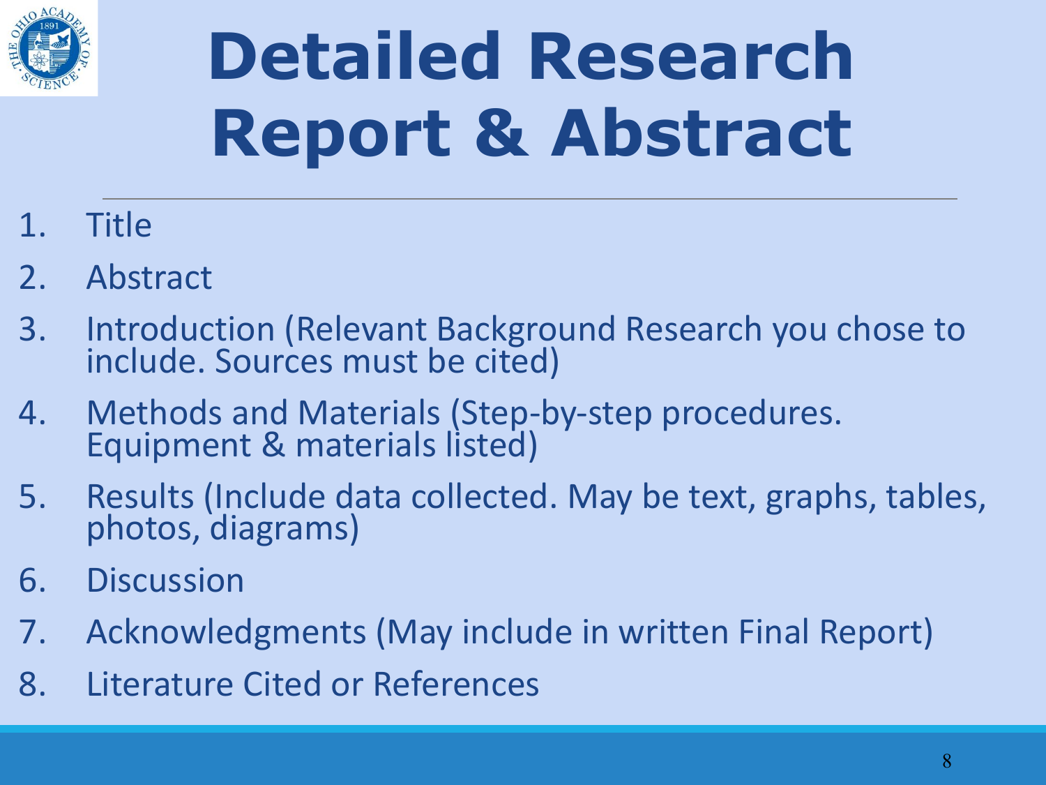# Detailed Research Report & Abstract

1. Title
2. Abstract
3. Introduction (Relevant Background Research you chose to include. Sources must be cited)
4. Methods and Materials (Step-by-step procedures. Equipment & materials listed)
5. Results (Include data collected. May be text, graphs, tables, photos, diagrams)
6. Discussion
7. Acknowledgments (May include in written Final Report)
8. Literature Cited or References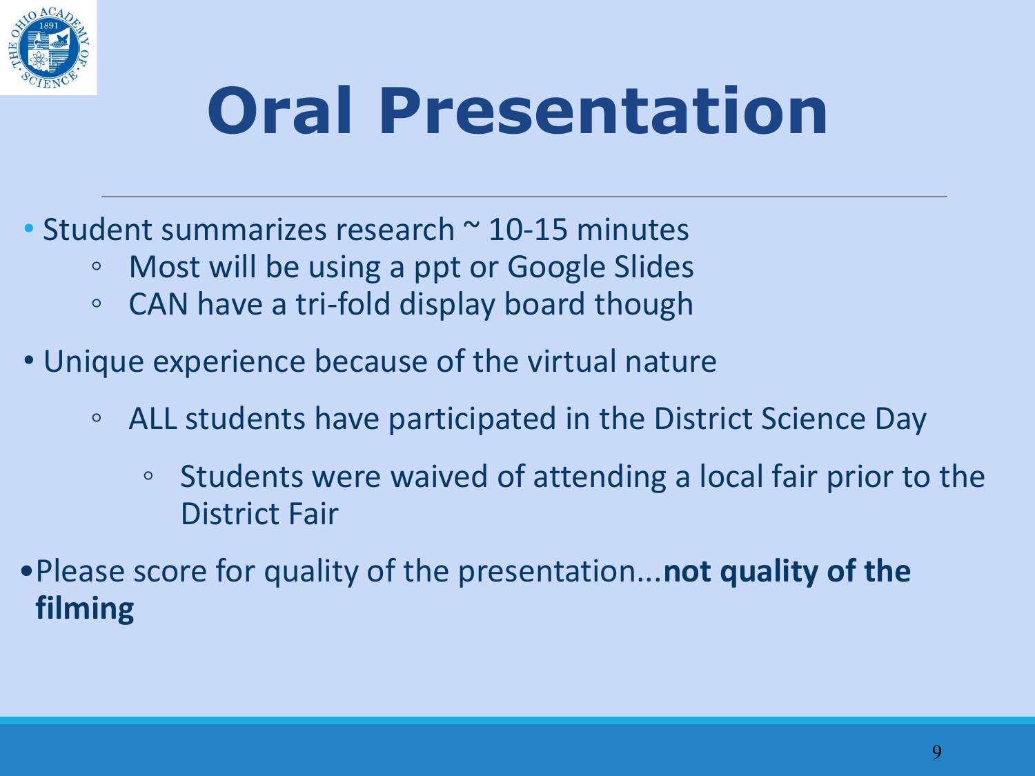# Oral Presentation

- Student summarizes research ~ 10-15 minutes
  - Most will be using a ppt or Google Slides
  - CAN have a tri-fold display board though
- Unique experience because of the virtual nature
  - ALL students have participated in the District Science Day
    - Students were waived of attending a local fair prior to the District Fair
- Please score for quality of the presentation...**not quality of the filming**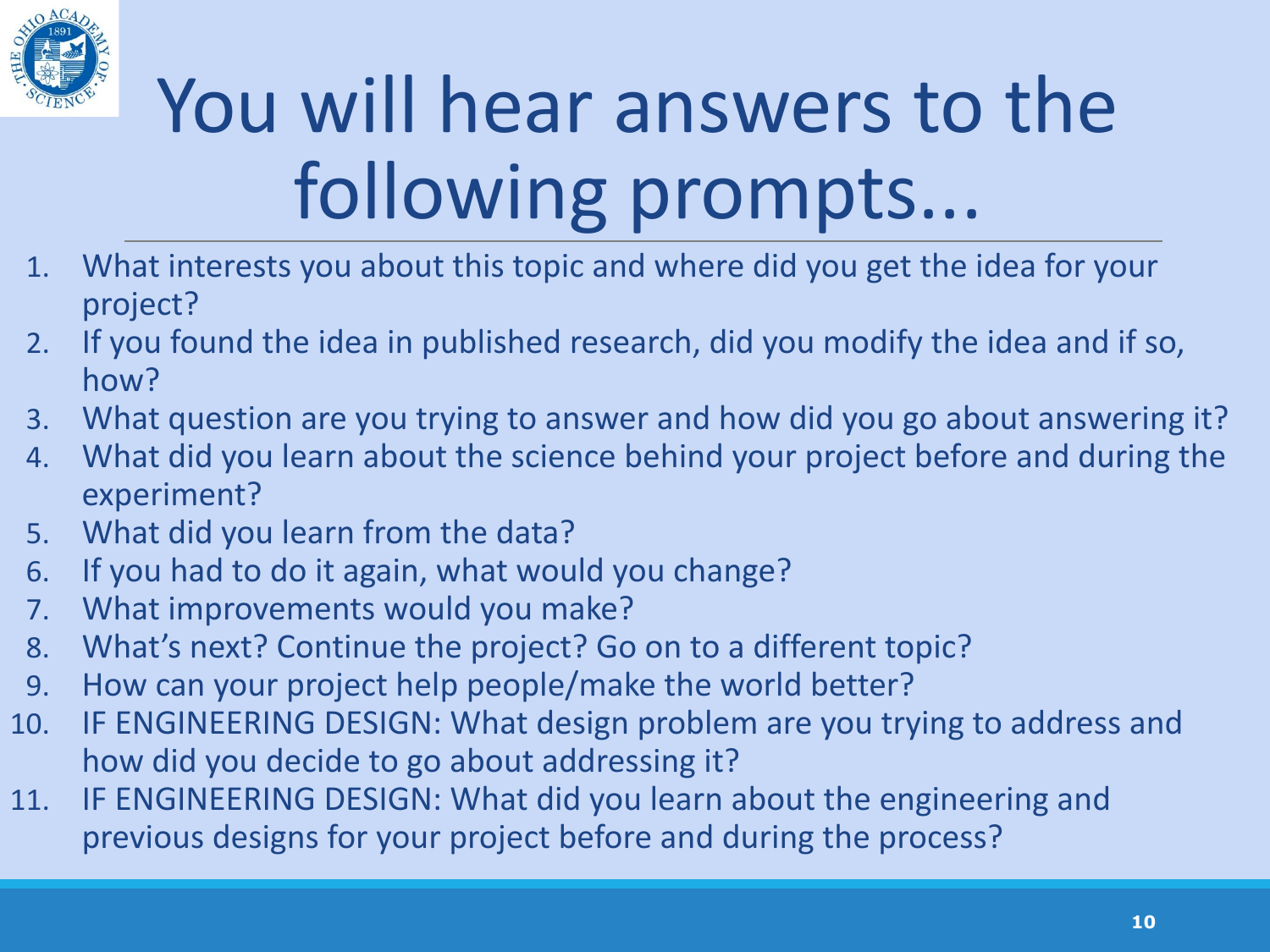# You will hear answers to the following prompts...

1. What interests you about this topic and where did you get the idea for your project?
2. If you found the idea in published research, did you modify the idea and if so, how?
3. What question are you trying to answer and how did you go about answering it?
4. What did you learn about the science behind your project before and during the experiment?
5. What did you learn from the data?
6. If you had to do it again, what would you change?
7. What improvements would you make?
8. What's next? Continue the project? Go on to a different topic?
9. How can your project help people/make the world better?
10. IF ENGINEERING DESIGN: What design problem are you trying to address and how did you decide to go about addressing it?
11. IF ENGINEERING DESIGN: What did you learn about the engineering and previous designs for your project before and during the process?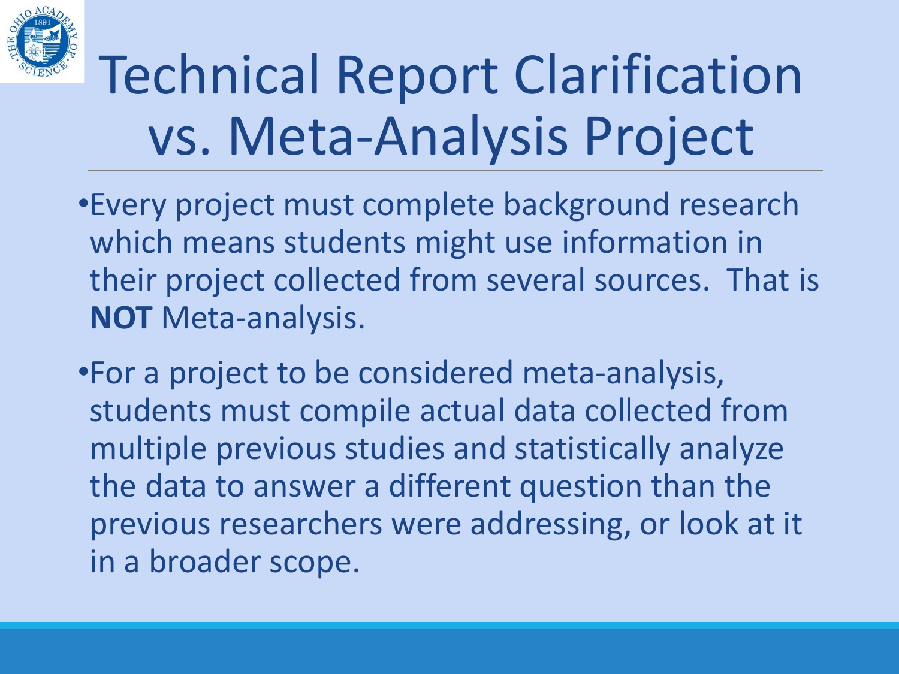# Technical Report Clarification vs. Meta-Analysis Project

- Every project must complete background research which means students might use information in their project collected from several sources. That is **NOT** Meta-analysis.
- For a project to be considered meta-analysis, students must compile actual data collected from multiple previous studies and statistically analyze the data to answer a different question than the previous researchers were addressing, or look at it in a broader scope.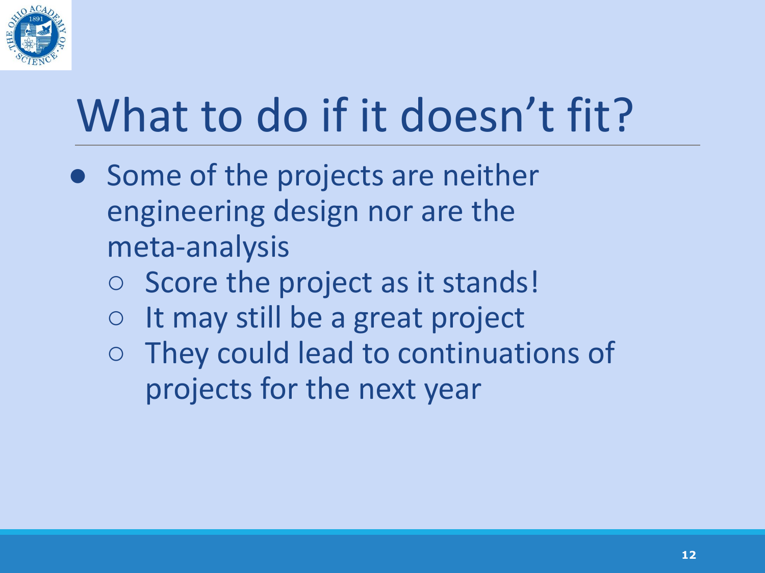# What to do if it doesn't fit?

- Some of the projects are neither engineering design nor are the meta-analysis
  - Score the project as it stands!
  - It may still be a great project
  - They could lead to continuations of projects for the next year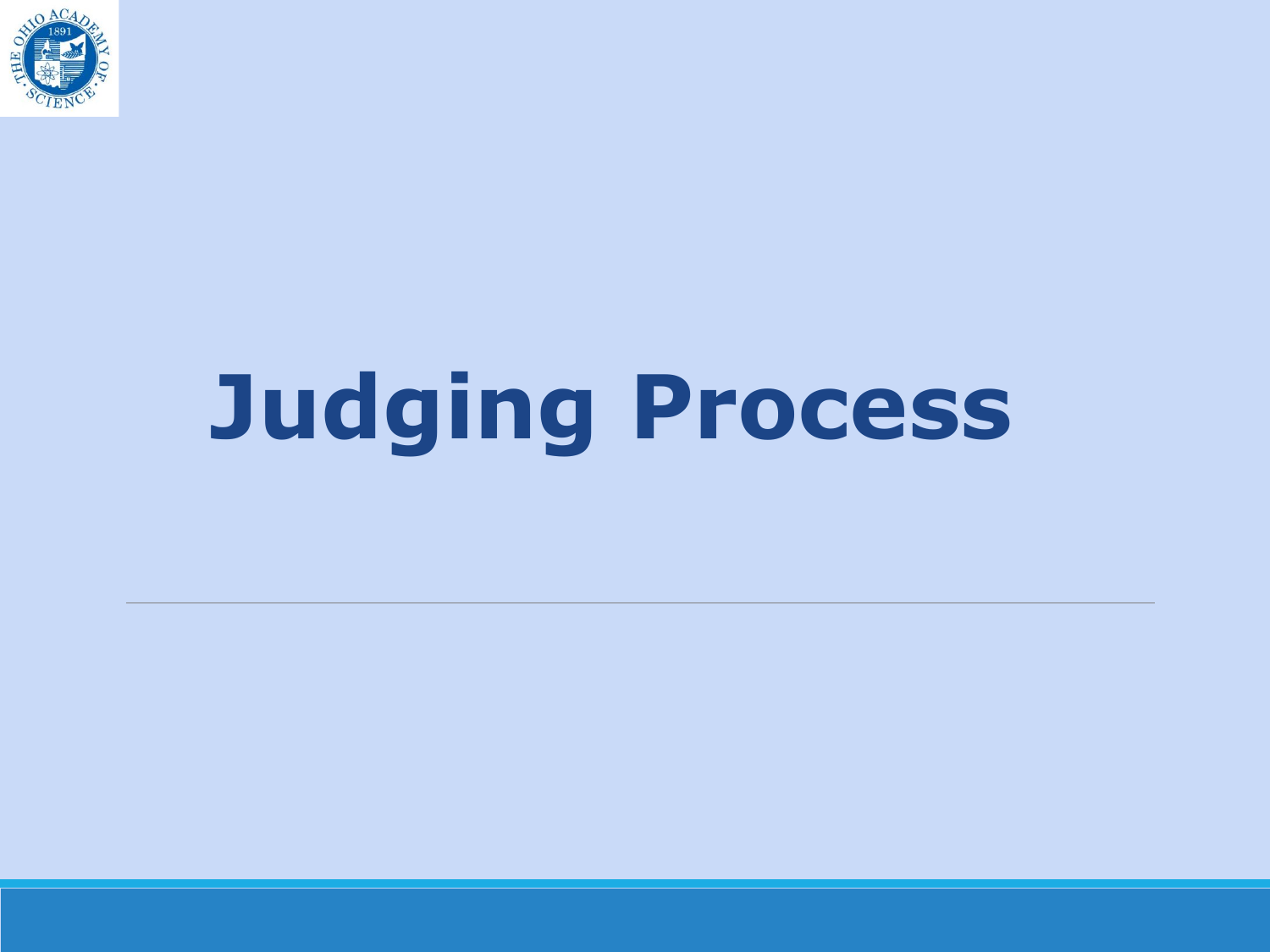# Judging Process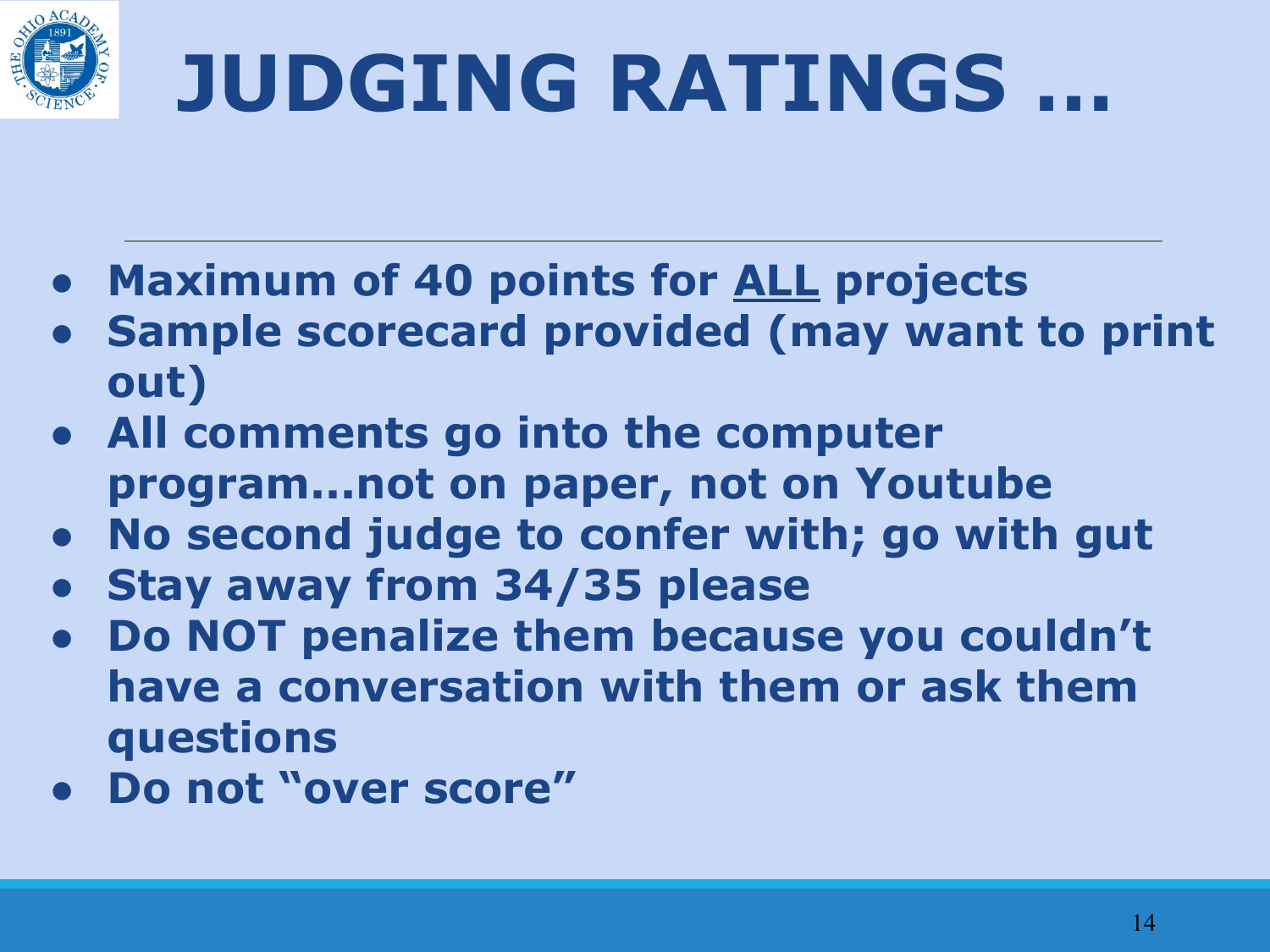# JUDGING RATINGS …

- **Maximum of 40 points for <u>ALL</u> projects**
- **Sample scorecard provided (may want to print out)**
- **All comments go into the computer program…not on paper, not on Youtube**
- **No second judge to confer with; go with gut**
- **Stay away from 34/35 please**
- **Do NOT penalize them because you couldn't have a conversation with them or ask them questions**
- **Do not "over score"**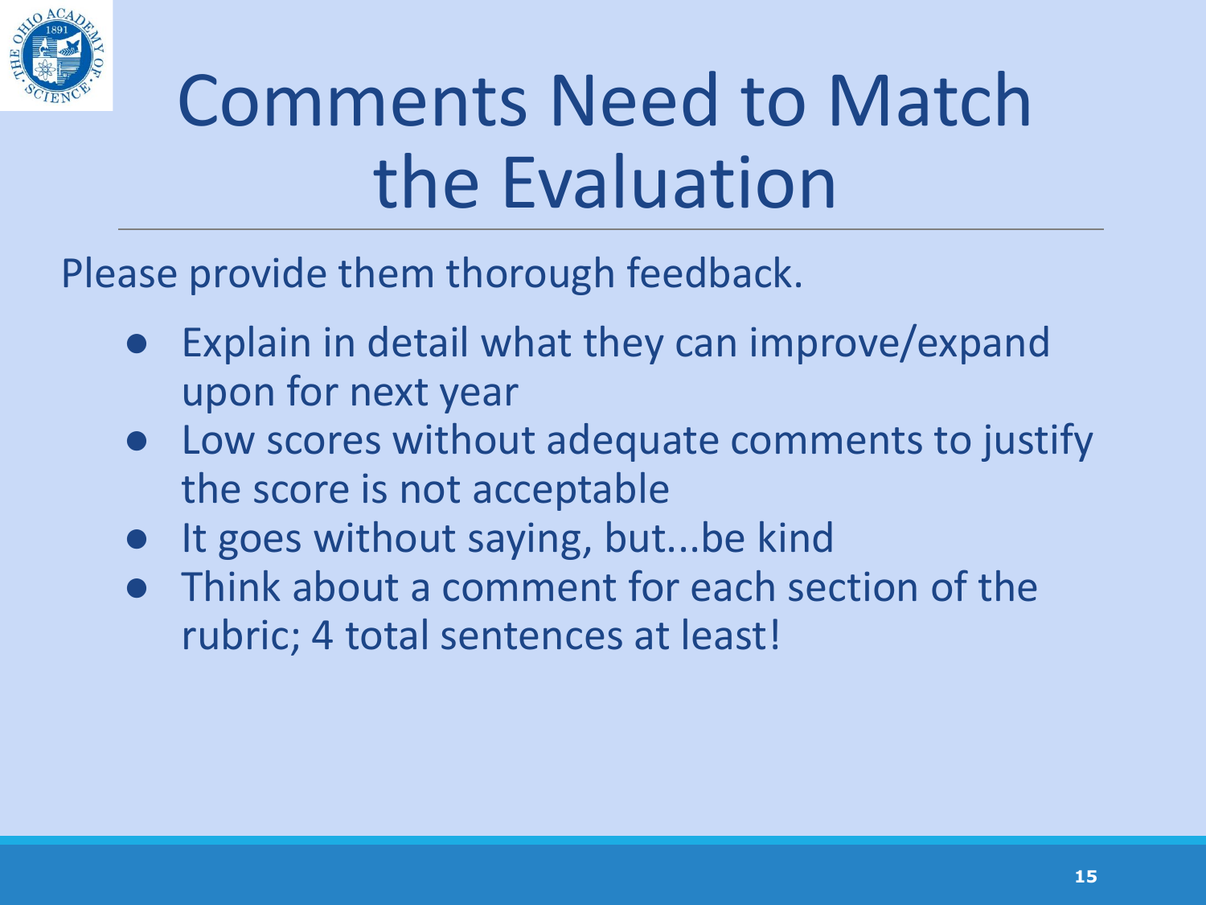# Comments Need to Match the Evaluation

Please provide them thorough feedback.

- Explain in detail what they can improve/expand upon for next year
- Low scores without adequate comments to justify the score is not acceptable
- It goes without saying, but...be kind
- Think about a comment for each section of the rubric; 4 total sentences at least!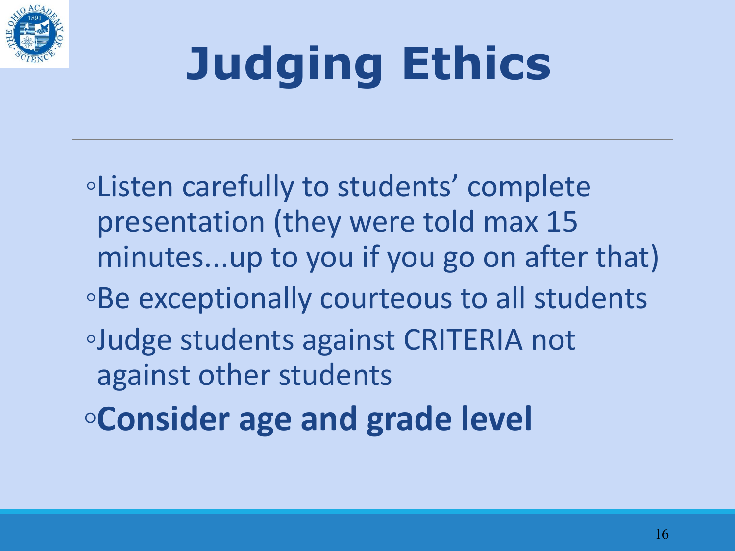# Judging Ethics

- Listen carefully to students' complete presentation (they were told max 15 minutes...up to you if you go on after that)
- Be exceptionally courteous to all students
- Judge students against CRITERIA not against other students
- **Consider age and grade level**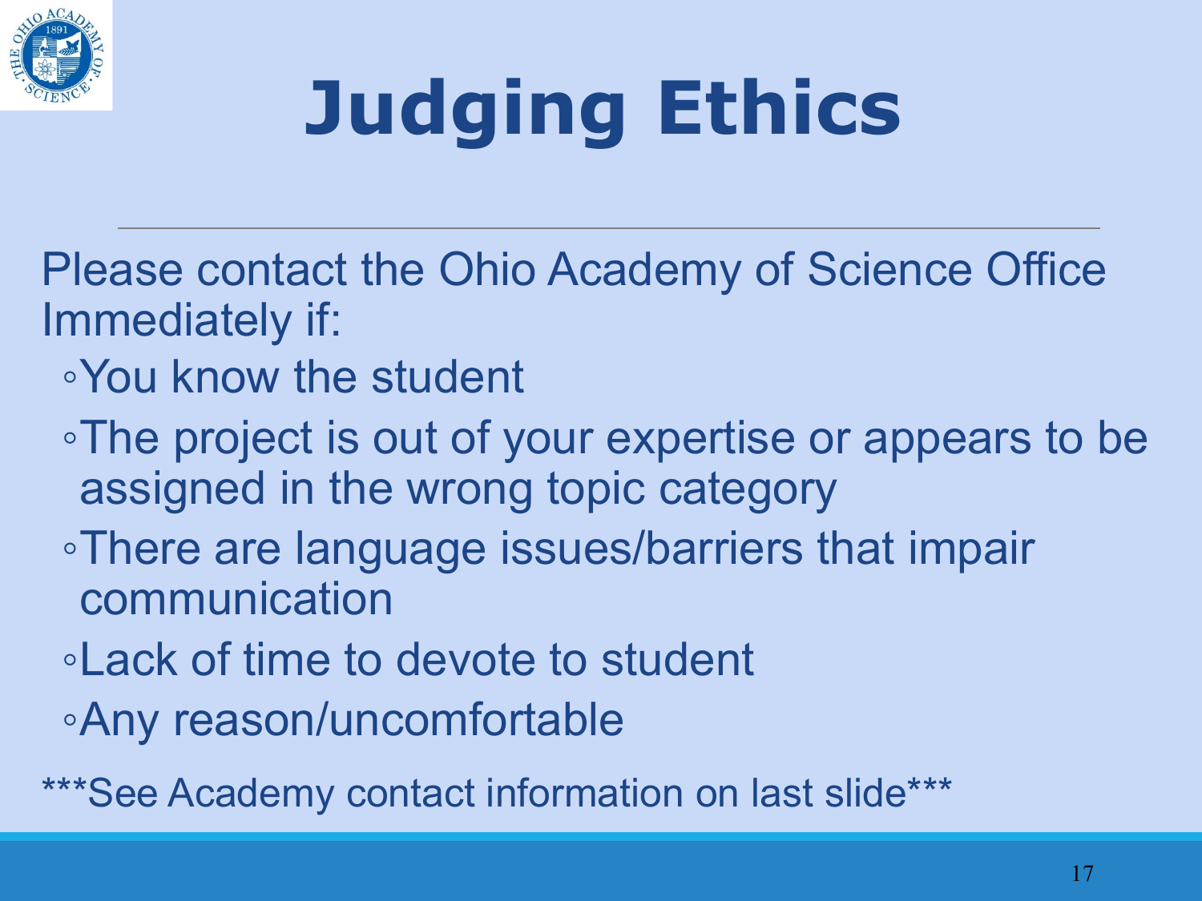# Judging Ethics

Please contact the Ohio Academy of Science Office Immediately if:

- You know the student
- The project is out of your expertise or appears to be assigned in the wrong topic category
- There are language issues/barriers that impair communication
- Lack of time to devote to student
- Any reason/uncomfortable

***See Academy contact information on last slide***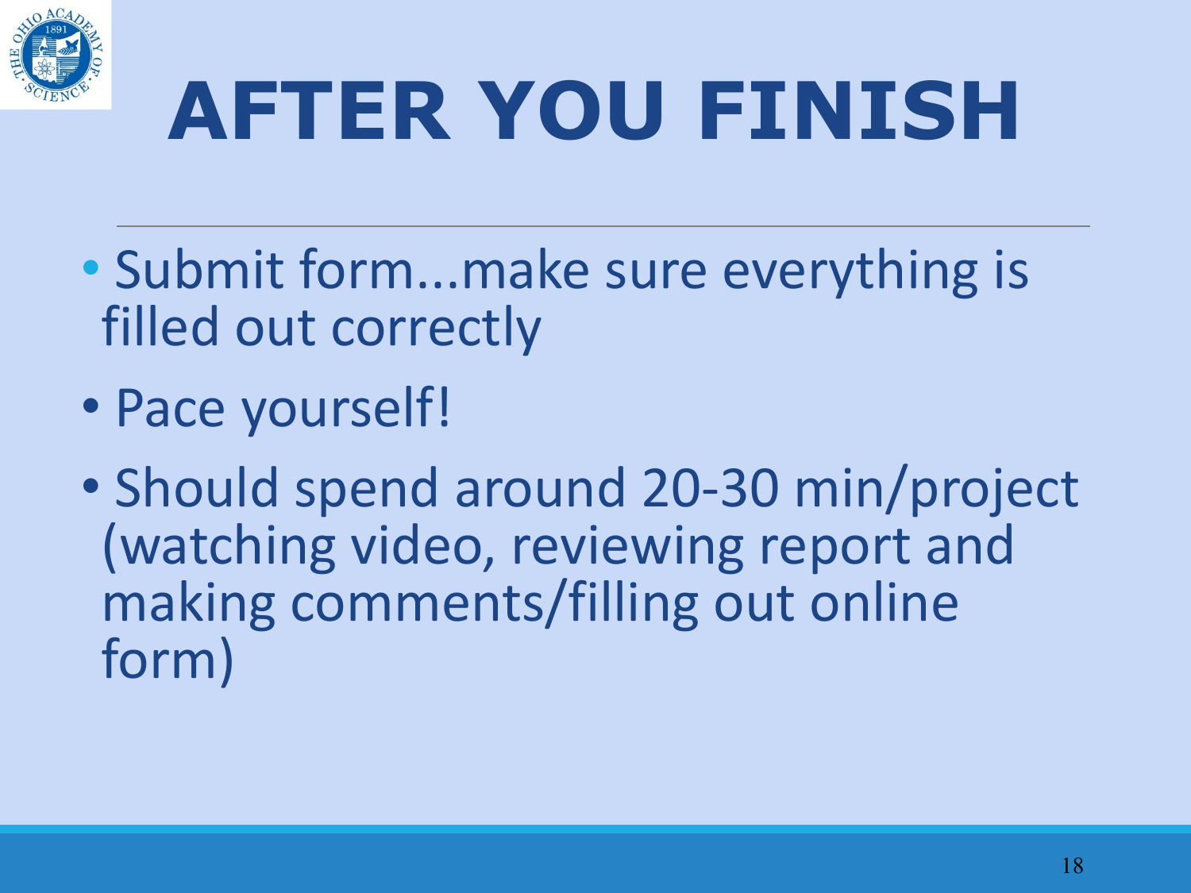# AFTER YOU FINISH

- Submit form...make sure everything is filled out correctly
- Pace yourself!
- Should spend around 20-30 min/project (watching video, reviewing report and making comments/filling out online form)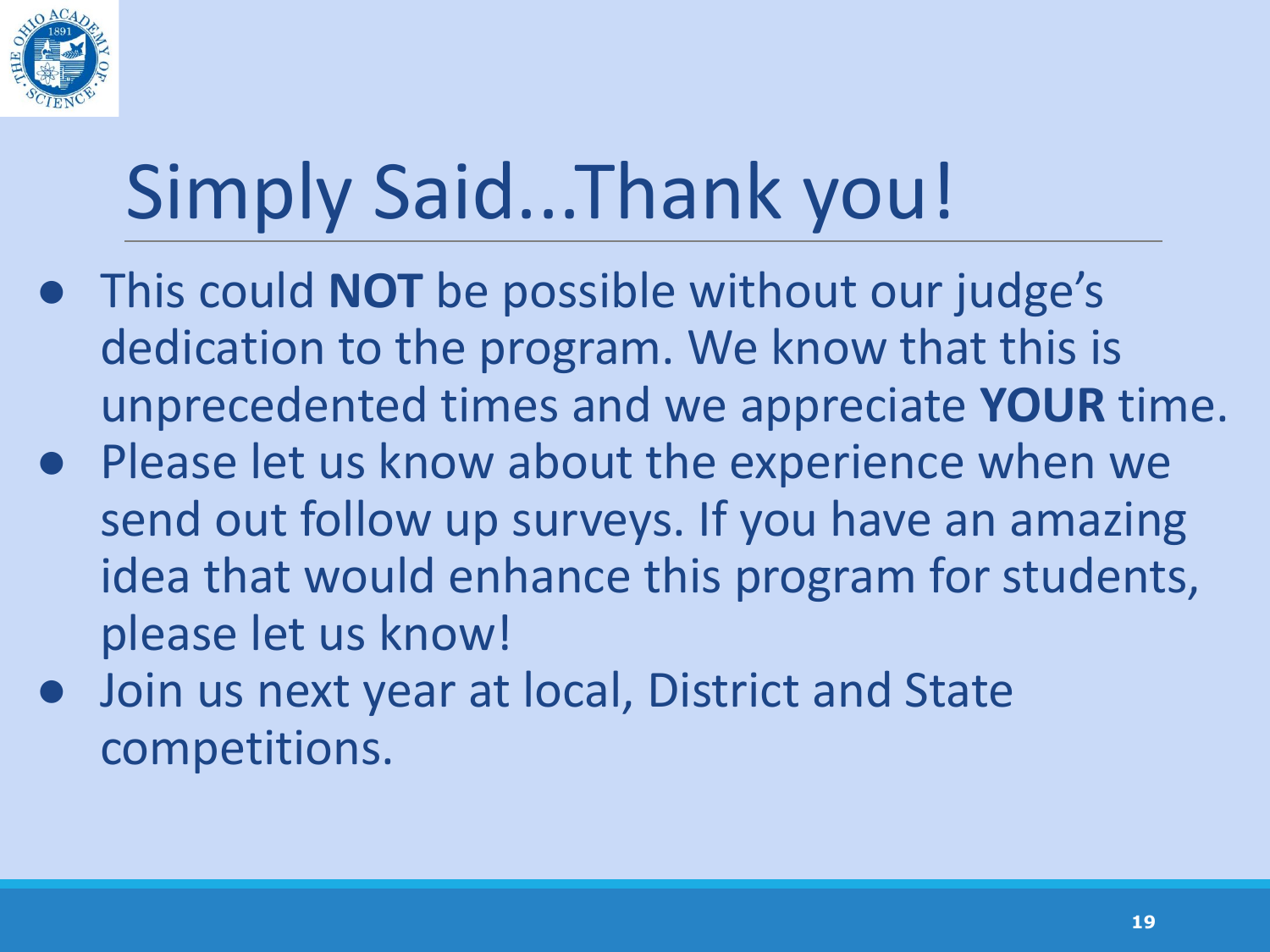# Simply Said...Thank you!

- This could **NOT** be possible without our judge's dedication to the program. We know that this is unprecedented times and we appreciate **YOUR** time.
- Please let us know about the experience when we send out follow up surveys. If you have an amazing idea that would enhance this program for students, please let us know!
- Join us next year at local, District and State competitions.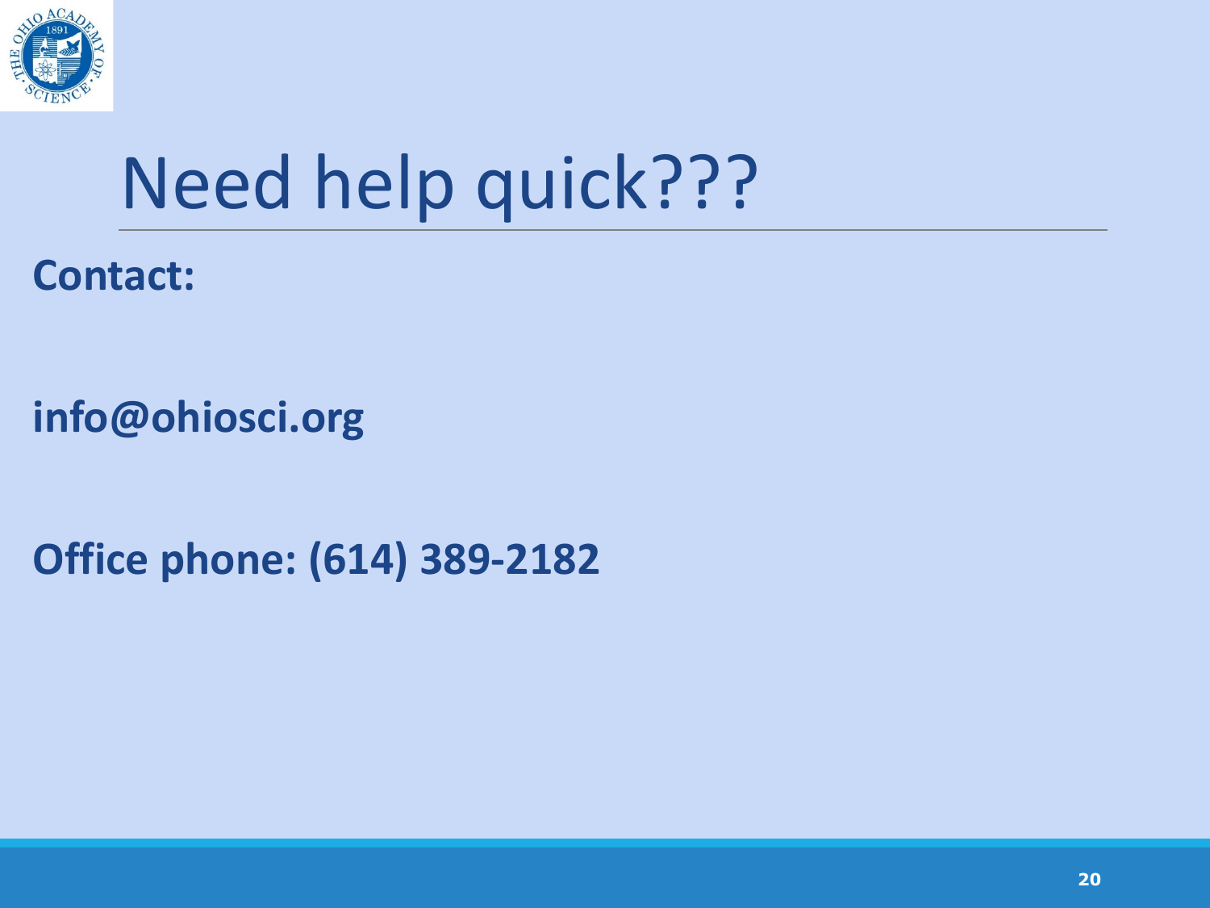# Need help quick???

**Contact:**

**info@ohiosci.org**

**Office phone: (614) 389-2182**